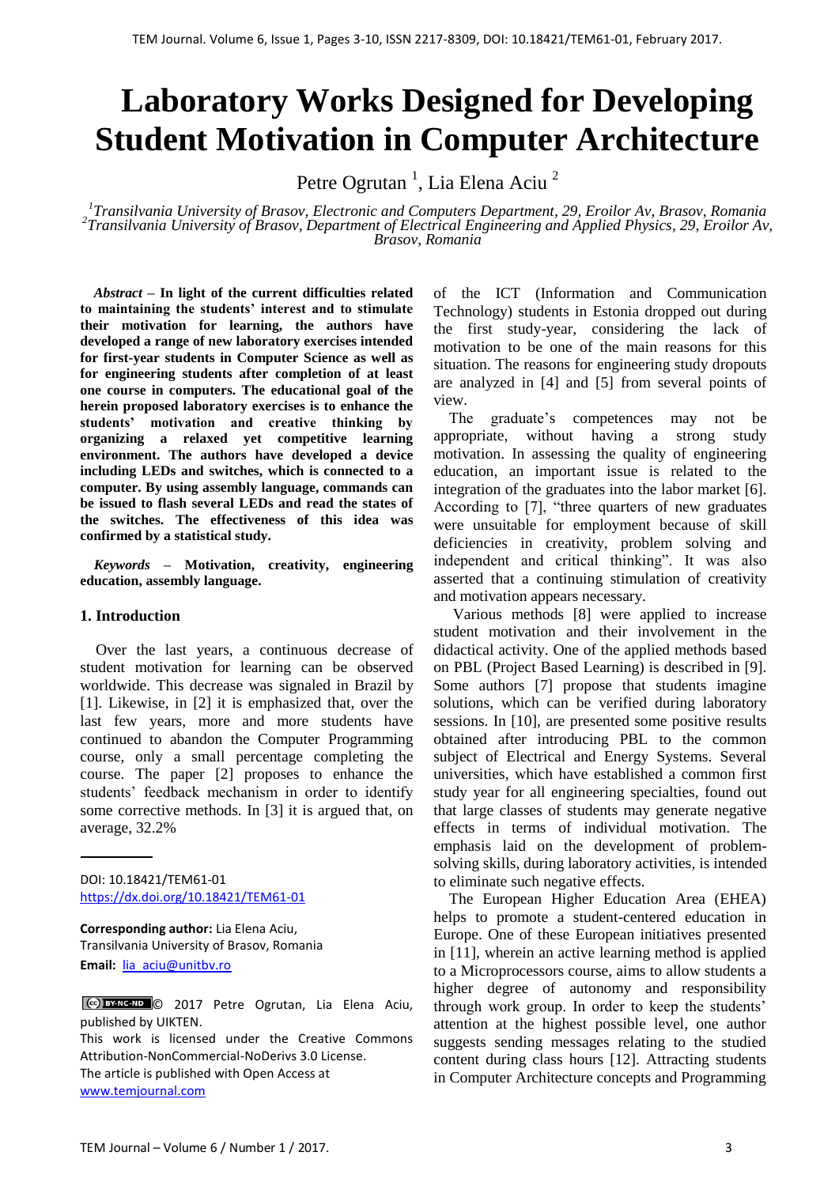# Laboratory Works Designed for Developing Student Motivation in Computer Architecture

Petre Ogrutan [1], Lia Elena Aciu [2]

[1]Transilvania University of Brasov, Electronic and Computers Department, 29, Eroilor Av, Brasov, Romania
[2]Transilvania University of Brasov, Department of Electrical Engineering and Applied Physics, 29, Eroilor Av, Brasov, Romania

***Abstract* – In light of the current difficulties related to maintaining the students' interest and to stimulate their motivation for learning, the authors have developed a range of new laboratory exercises intended for first-year students in Computer Science as well as for engineering students after completion of at least one course in computers. The educational goal of the herein proposed laboratory exercises is to enhance the students' motivation and creative thinking by organizing a relaxed yet competitive learning environment. The authors have developed a device including LEDs and switches, which is connected to a computer. By using assembly language, commands can be issued to flash several LEDs and read the states of the switches. The effectiveness of this idea was confirmed by a statistical study.**

***Keywords* – Motivation, creativity, engineering education, assembly language.**

## 1. Introduction

Over the last years, a continuous decrease of student motivation for learning can be observed worldwide. This decrease was signaled in Brazil by [1]. Likewise, in [2] it is emphasized that, over the last few years, more and more students have continued to abandon the Computer Programming course, only a small percentage completing the course. The paper [2] proposes to enhance the students' feedback mechanism in order to identify some corrective methods. In [3] it is argued that, on average, 32.2% of the ICT (Information and Communication Technology) students in Estonia dropped out during the first study-year, considering the lack of motivation to be one of the main reasons for this situation. The reasons for engineering study dropouts are analyzed in [4] and [5] from several points of view.

The graduate's competences may not be appropriate, without having a strong study motivation. In assessing the quality of engineering education, an important issue is related to the integration of the graduates into the labor market [6]. According to [7], "three quarters of new graduates were unsuitable for employment because of skill deficiencies in creativity, problem solving and independent and critical thinking". It was also asserted that a continuing stimulation of creativity and motivation appears necessary.

Various methods [8] were applied to increase student motivation and their involvement in the didactical activity. One of the applied methods based on PBL (Project Based Learning) is described in [9]. Some authors [7] propose that students imagine solutions, which can be verified during laboratory sessions. In [10], are presented some positive results obtained after introducing PBL to the common subject of Electrical and Energy Systems. Several universities, which have established a common first study year for all engineering specialties, found out that large classes of students may generate negative effects in terms of individual motivation. The emphasis laid on the development of problem-solving skills, during laboratory activities, is intended to eliminate such negative effects.

The European Higher Education Area (EHEA) helps to promote a student-centered education in Europe. One of these European initiatives presented in [11], wherein an active learning method is applied to a Microprocessors course, aims to allow students a higher degree of autonomy and responsibility through work group. In order to keep the students' attention at the highest possible level, one author suggests sending messages relating to the studied content during class hours [12]. Attracting students in Computer Architecture concepts and Programming

---

DOI: 10.18421/TEM61-01
https://dx.doi.org/10.18421/TEM61-01

**Corresponding author:** Lia Elena Aciu, Transilvania University of Brasov, Romania
**Email:** lia_aciu@unitbv.ro

© 2017 Petre Ogrutan, Lia Elena Aciu, published by UIKTEN.
This work is licensed under the Creative Commons Attribution-NonCommercial-NoDerivs 3.0 License.
The article is published with Open Access at www.temjournal.com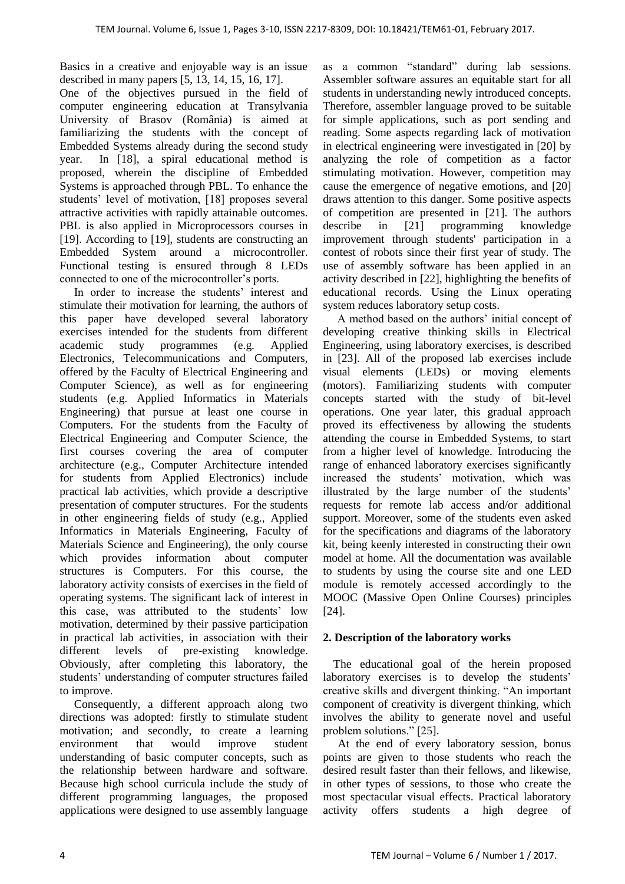Basics in a creative and enjoyable way is an issue described in many papers [5, 13, 14, 15, 16, 17].

One of the objectives pursued in the field of computer engineering education at Transylvania University of Brasov (România) is aimed at familiarizing the students with the concept of Embedded Systems already during the second study year. In [18], a spiral educational method is proposed, wherein the discipline of Embedded Systems is approached through PBL. To enhance the students' level of motivation, [18] proposes several attractive activities with rapidly attainable outcomes. PBL is also applied in Microprocessors courses in [19]. According to [19], students are constructing an Embedded System around a microcontroller. Functional testing is ensured through 8 LEDs connected to one of the microcontroller's ports.

In order to increase the students' interest and stimulate their motivation for learning, the authors of this paper have developed several laboratory exercises intended for the students from different academic study programmes (e.g. Applied Electronics, Telecommunications and Computers, offered by the Faculty of Electrical Engineering and Computer Science), as well as for engineering students (e.g. Applied Informatics in Materials Engineering) that pursue at least one course in Computers. For the students from the Faculty of Electrical Engineering and Computer Science, the first courses covering the area of computer architecture (e.g., Computer Architecture intended for students from Applied Electronics) include practical lab activities, which provide a descriptive presentation of computer structures. For the students in other engineering fields of study (e.g., Applied Informatics in Materials Engineering, Faculty of Materials Science and Engineering), the only course which provides information about computer structures is Computers. For this course, the laboratory activity consists of exercises in the field of operating systems. The significant lack of interest in this case, was attributed to the students' low motivation, determined by their passive participation in practical lab activities, in association with their different levels of pre-existing knowledge. Obviously, after completing this laboratory, the students' understanding of computer structures failed to improve.

Consequently, a different approach along two directions was adopted: firstly to stimulate student motivation; and secondly, to create a learning environment that would improve student understanding of basic computer concepts, such as the relationship between hardware and software. Because high school curricula include the study of different programming languages, the proposed applications were designed to use assembly language as a common "standard" during lab sessions. Assembler software assures an equitable start for all students in understanding newly introduced concepts. Therefore, assembler language proved to be suitable for simple applications, such as port sending and reading. Some aspects regarding lack of motivation in electrical engineering were investigated in [20] by analyzing the role of competition as a factor stimulating motivation. However, competition may cause the emergence of negative emotions, and [20] draws attention to this danger. Some positive aspects of competition are presented in [21]. The authors describe in [21] programming knowledge improvement through students' participation in a contest of robots since their first year of study. The use of assembly software has been applied in an activity described in [22], highlighting the benefits of educational records. Using the Linux operating system reduces laboratory setup costs.

A method based on the authors' initial concept of developing creative thinking skills in Electrical Engineering, using laboratory exercises, is described in [23]. All of the proposed lab exercises include visual elements (LEDs) or moving elements (motors). Familiarizing students with computer concepts started with the study of bit-level operations. One year later, this gradual approach proved its effectiveness by allowing the students attending the course in Embedded Systems, to start from a higher level of knowledge. Introducing the range of enhanced laboratory exercises significantly increased the students' motivation, which was illustrated by the large number of the students' requests for remote lab access and/or additional support. Moreover, some of the students even asked for the specifications and diagrams of the laboratory kit, being keenly interested in constructing their own model at home. All the documentation was available to students by using the course site and one LED module is remotely accessed accordingly to the MOOC (Massive Open Online Courses) principles [24].

## 2. Description of the laboratory works

The educational goal of the herein proposed laboratory exercises is to develop the students' creative skills and divergent thinking. "An important component of creativity is divergent thinking, which involves the ability to generate novel and useful problem solutions." [25].

At the end of every laboratory session, bonus points are given to those students who reach the desired result faster than their fellows, and likewise, in other types of sessions, to those who create the most spectacular visual effects. Practical laboratory activity offers students a high degree of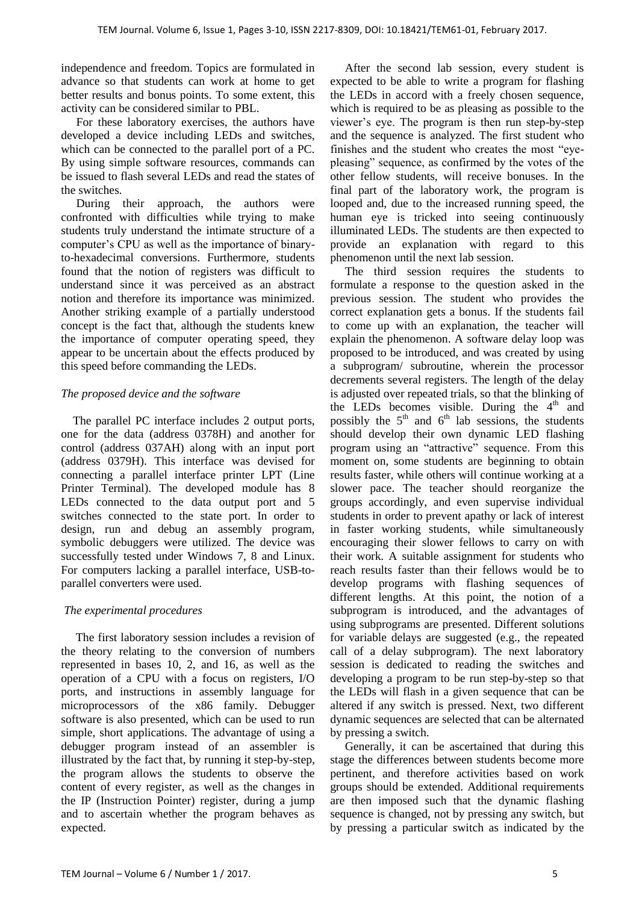independence and freedom. Topics are formulated in advance so that students can work at home to get better results and bonus points. To some extent, this activity can be considered similar to PBL.

For these laboratory exercises, the authors have developed a device including LEDs and switches, which can be connected to the parallel port of a PC. By using simple software resources, commands can be issued to flash several LEDs and read the states of the switches.

During their approach, the authors were confronted with difficulties while trying to make students truly understand the intimate structure of a computer's CPU as well as the importance of binary-to-hexadecimal conversions. Furthermore, students found that the notion of registers was difficult to understand since it was perceived as an abstract notion and therefore its importance was minimized. Another striking example of a partially understood concept is the fact that, although the students knew the importance of computer operating speed, they appear to be uncertain about the effects produced by this speed before commanding the LEDs.

*The proposed device and the software*

The parallel PC interface includes 2 output ports, one for the data (address 0378H) and another for control (address 037AH) along with an input port (address 0379H). This interface was devised for connecting a parallel interface printer LPT (Line Printer Terminal). The developed module has 8 LEDs connected to the data output port and 5 switches connected to the state port. In order to design, run and debug an assembly program, symbolic debuggers were utilized. The device was successfully tested under Windows 7, 8 and Linux. For computers lacking a parallel interface, USB-to-parallel converters were used.

*The experimental procedures*

The first laboratory session includes a revision of the theory relating to the conversion of numbers represented in bases 10, 2, and 16, as well as the operation of a CPU with a focus on registers, I/O ports, and instructions in assembly language for microprocessors of the x86 family. Debugger software is also presented, which can be used to run simple, short applications. The advantage of using a debugger program instead of an assembler is illustrated by the fact that, by running it step-by-step, the program allows the students to observe the content of every register, as well as the changes in the IP (Instruction Pointer) register, during a jump and to ascertain whether the program behaves as expected.

After the second lab session, every student is expected to be able to write a program for flashing the LEDs in accord with a freely chosen sequence, which is required to be as pleasing as possible to the viewer's eye. The program is then run step-by-step and the sequence is analyzed. The first student who finishes and the student who creates the most "eye-pleasing" sequence, as confirmed by the votes of the other fellow students, will receive bonuses. In the final part of the laboratory work, the program is looped and, due to the increased running speed, the human eye is tricked into seeing continuously illuminated LEDs. The students are then expected to provide an explanation with regard to this phenomenon until the next lab session.

The third session requires the students to formulate a response to the question asked in the previous session. The student who provides the correct explanation gets a bonus. If the students fail to come up with an explanation, the teacher will explain the phenomenon. A software delay loop was proposed to be introduced, and was created by using a subprogram/ subroutine, wherein the processor decrements several registers. The length of the delay is adjusted over repeated trials, so that the blinking of the LEDs becomes visible. During the 4th and possibly the 5th and 6th lab sessions, the students should develop their own dynamic LED flashing program using an "attractive" sequence. From this moment on, some students are beginning to obtain results faster, while others will continue working at a slower pace. The teacher should reorganize the groups accordingly, and even supervise individual students in order to prevent apathy or lack of interest in faster working students, while simultaneously encouraging their slower fellows to carry on with their work. A suitable assignment for students who reach results faster than their fellows would be to develop programs with flashing sequences of different lengths. At this point, the notion of a subprogram is introduced, and the advantages of using subprograms are presented. Different solutions for variable delays are suggested (e.g., the repeated call of a delay subprogram). The next laboratory session is dedicated to reading the switches and developing a program to be run step-by-step so that the LEDs will flash in a given sequence that can be altered if any switch is pressed. Next, two different dynamic sequences are selected that can be alternated by pressing a switch.

Generally, it can be ascertained that during this stage the differences between students become more pertinent, and therefore activities based on work groups should be extended. Additional requirements are then imposed such that the dynamic flashing sequence is changed, not by pressing any switch, but by pressing a particular switch as indicated by the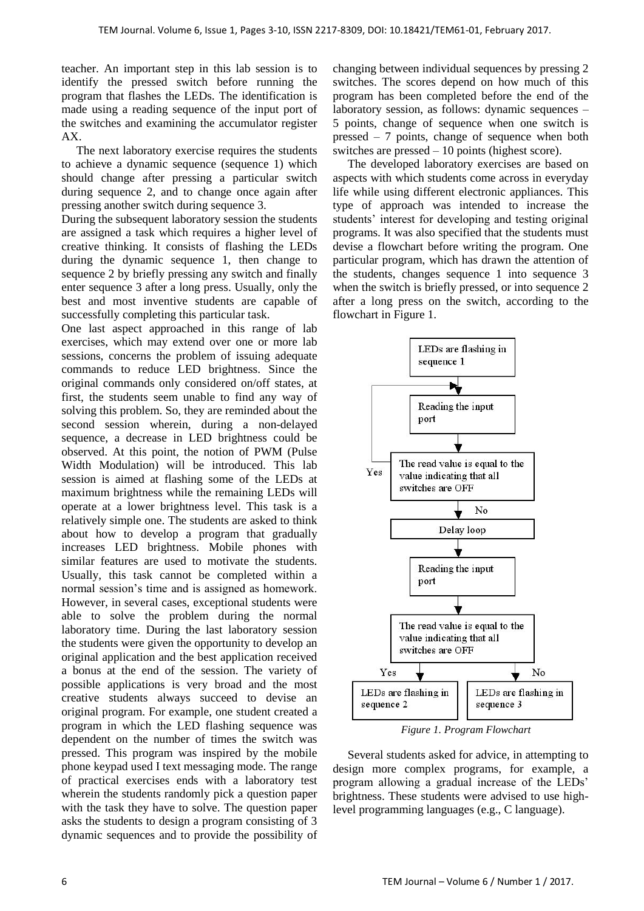teacher. An important step in this lab session is to identify the pressed switch before running the program that flashes the LEDs. The identification is made using a reading sequence of the input port of the switches and examining the accumulator register AX.

The next laboratory exercise requires the students to achieve a dynamic sequence (sequence 1) which should change after pressing a particular switch during sequence 2, and to change once again after pressing another switch during sequence 3.

During the subsequent laboratory session the students are assigned a task which requires a higher level of creative thinking. It consists of flashing the LEDs during the dynamic sequence 1, then change to sequence 2 by briefly pressing any switch and finally enter sequence 3 after a long press. Usually, only the best and most inventive students are capable of successfully completing this particular task.

One last aspect approached in this range of lab exercises, which may extend over one or more lab sessions, concerns the problem of issuing adequate commands to reduce LED brightness. Since the original commands only considered on/off states, at first, the students seem unable to find any way of solving this problem. So, they are reminded about the second session wherein, during a non-delayed sequence, a decrease in LED brightness could be observed. At this point, the notion of PWM (Pulse Width Modulation) will be introduced. This lab session is aimed at flashing some of the LEDs at maximum brightness while the remaining LEDs will operate at a lower brightness level. This task is a relatively simple one. The students are asked to think about how to develop a program that gradually increases LED brightness. Mobile phones with similar features are used to motivate the students. Usually, this task cannot be completed within a normal session's time and is assigned as homework. However, in several cases, exceptional students were able to solve the problem during the normal laboratory time. During the last laboratory session the students were given the opportunity to develop an original application and the best application received a bonus at the end of the session. The variety of possible applications is very broad and the most creative students always succeed to devise an original program. For example, one student created a program in which the LED flashing sequence was dependent on the number of times the switch was pressed. This program was inspired by the mobile phone keypad used I text messaging mode. The range of practical exercises ends with a laboratory test wherein the students randomly pick a question paper with the task they have to solve. The question paper asks the students to design a program consisting of 3 dynamic sequences and to provide the possibility of changing between individual sequences by pressing 2 switches. The scores depend on how much of this program has been completed before the end of the laboratory session, as follows: dynamic sequences – 5 points, change of sequence when one switch is pressed – 7 points, change of sequence when both switches are pressed – 10 points (highest score).

The developed laboratory exercises are based on aspects with which students come across in everyday life while using different electronic appliances. This type of approach was intended to increase the students' interest for developing and testing original programs. It was also specified that the students must devise a flowchart before writing the program. One particular program, which has drawn the attention of the students, changes sequence 1 into sequence 3 when the switch is briefly pressed, or into sequence 2 after a long press on the switch, according to the flowchart in Figure 1.

*Figure 1. Program Flowchart*

Several students asked for advice, in attempting to design more complex programs, for example, a program allowing a gradual increase of the LEDs' brightness. These students were advised to use high-level programming languages (e.g., C language).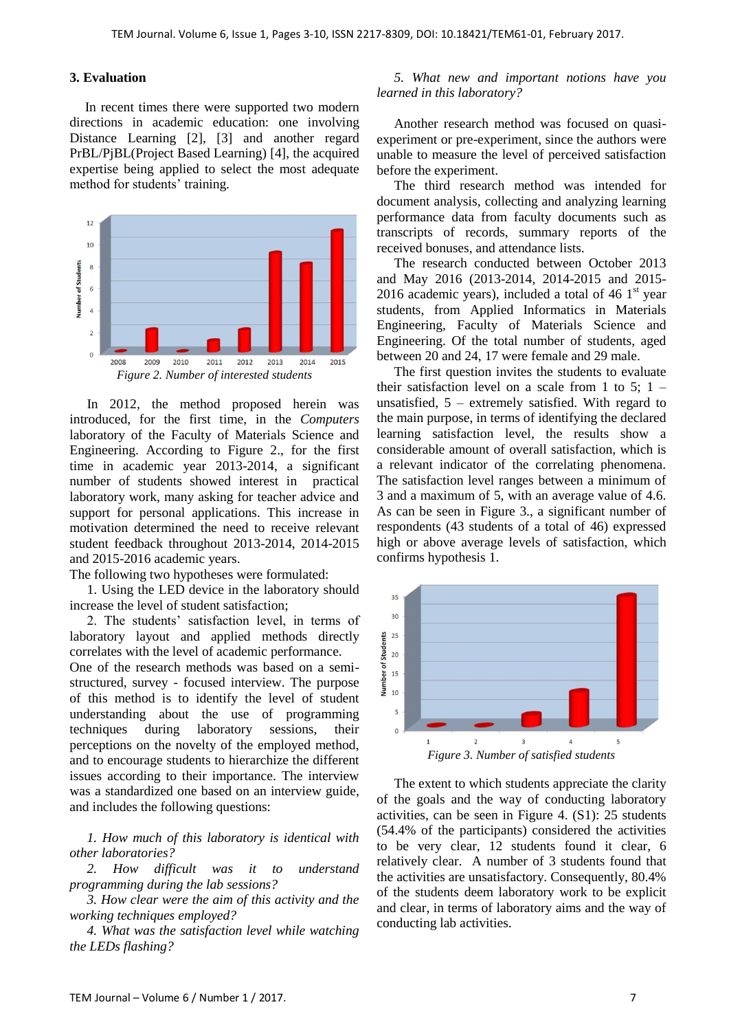### 3. Evaluation

In recent times there were supported two modern directions in academic education: one involving Distance Learning [2], [3] and another regard PrBL/PjBL(Project Based Learning) [4], the acquired expertise being applied to select the most adequate method for students' training.

*Figure 2. Number of interested students*

In 2012, the method proposed herein was introduced, for the first time, in the *Computers* laboratory of the Faculty of Materials Science and Engineering. According to Figure 2., for the first time in academic year 2013-2014, a significant number of students showed interest in practical laboratory work, many asking for teacher advice and support for personal applications. This increase in motivation determined the need to receive relevant student feedback throughout 2013-2014, 2014-2015 and 2015-2016 academic years.

The following two hypotheses were formulated:

1. Using the LED device in the laboratory should increase the level of student satisfaction;
2. The students' satisfaction level, in terms of laboratory layout and applied methods directly correlates with the level of academic performance.

One of the research methods was based on a semi-structured, survey - focused interview. The purpose of this method is to identify the level of student understanding about the use of programming techniques during laboratory sessions, their perceptions on the novelty of the employed method, and to encourage students to hierarchize the different issues according to their importance. The interview was a standardized one based on an interview guide, and includes the following questions:

*1. How much of this laboratory is identical with other laboratories?*

*2. How difficult was it to understand programming during the lab sessions?*

*3. How clear were the aim of this activity and the working techniques employed?*

*4. What was the satisfaction level while watching the LEDs flashing?*

*5. What new and important notions have you learned in this laboratory?*

Another research method was focused on quasi-experiment or pre-experiment, since the authors were unable to measure the level of perceived satisfaction before the experiment.

The third research method was intended for document analysis, collecting and analyzing learning performance data from faculty documents such as transcripts of records, summary reports of the received bonuses, and attendance lists.

The research conducted between October 2013 and May 2016 (2013-2014, 2014-2015 and 2015-2016 academic years), included a total of 46 1st year students, from Applied Informatics in Materials Engineering, Faculty of Materials Science and Engineering. Of the total number of students, aged between 20 and 24, 17 were female and 29 male.

The first question invites the students to evaluate their satisfaction level on a scale from 1 to 5; 1 – unsatisfied, 5 – extremely satisfied. With regard to the main purpose, in terms of identifying the declared learning satisfaction level, the results show a considerable amount of overall satisfaction, which is a relevant indicator of the correlating phenomena. The satisfaction level ranges between a minimum of 3 and a maximum of 5, with an average value of 4.6. As can be seen in Figure 3., a significant number of respondents (43 students of a total of 46) expressed high or above average levels of satisfaction, which confirms hypothesis 1.

*Figure 3. Number of satisfied students*

The extent to which students appreciate the clarity of the goals and the way of conducting laboratory activities, can be seen in Figure 4. (S1): 25 students (54.4% of the participants) considered the activities to be very clear, 12 students found it clear, 6 relatively clear. A number of 3 students found that the activities are unsatisfactory. Consequently, 80.4% of the students deem laboratory work to be explicit and clear, in terms of laboratory aims and the way of conducting lab activities.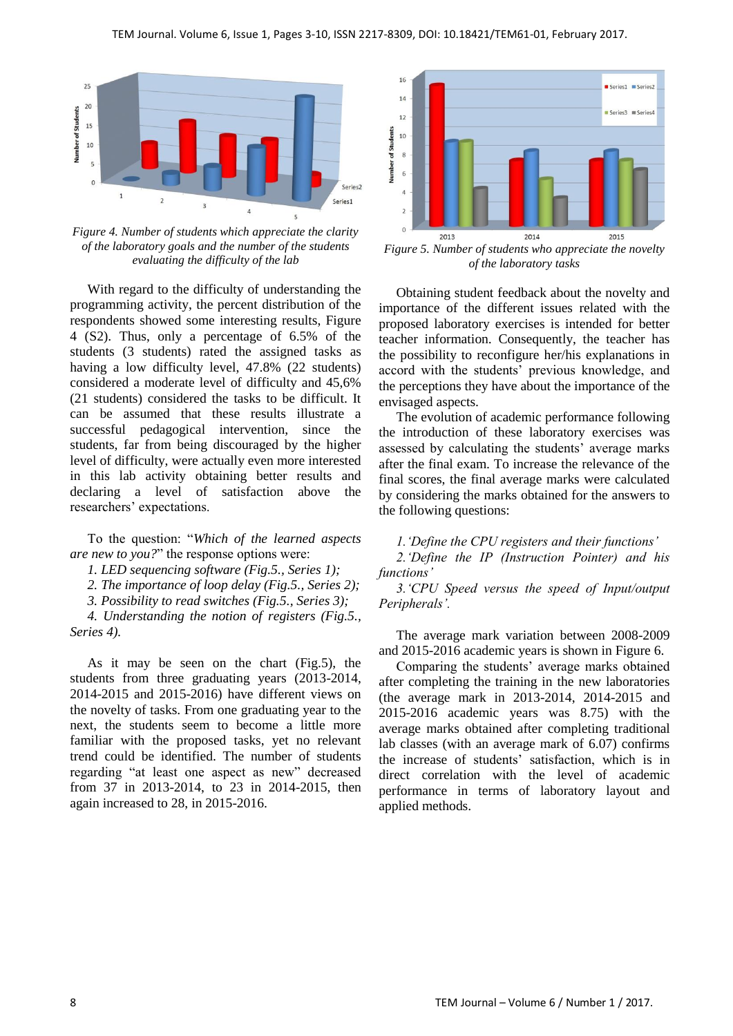Figure 4. Number of students which appreciate the clarity of the laboratory goals and the number of the students evaluating the difficulty of the lab

With regard to the difficulty of understanding the programming activity, the percent distribution of the respondents showed some interesting results, Figure 4 (S2). Thus, only a percentage of 6.5% of the students (3 students) rated the assigned tasks as having a low difficulty level, 47.8% (22 students) considered a moderate level of difficulty and 45,6% (21 students) considered the tasks to be difficult. It can be assumed that these results illustrate a successful pedagogical intervention, since the students, far from being discouraged by the higher level of difficulty, were actually even more interested in this lab activity obtaining better results and declaring a level of satisfaction above the researchers' expectations.

To the question: "*Which of the learned aspects are new to you?*" the response options were:

*1. LED sequencing software (Fig.5., Series 1);*

*2. The importance of loop delay (Fig.5., Series 2);*

*3. Possibility to read switches (Fig.5., Series 3);*

*4. Understanding the notion of registers (Fig.5., Series 4).*

As it may be seen on the chart (Fig.5), the students from three graduating years (2013-2014, 2014-2015 and 2015-2016) have different views on the novelty of tasks. From one graduating year to the next, the students seem to become a little more familiar with the proposed tasks, yet no relevant trend could be identified. The number of students regarding "at least one aspect as new" decreased from 37 in 2013-2014, to 23 in 2014-2015, then again increased to 28, in 2015-2016.

Figure 5. Number of students who appreciate the novelty of the laboratory tasks

Obtaining student feedback about the novelty and importance of the different issues related with the proposed laboratory exercises is intended for better teacher information. Consequently, the teacher has the possibility to reconfigure her/his explanations in accord with the students' previous knowledge, and the perceptions they have about the importance of the envisaged aspects.

The evolution of academic performance following the introduction of these laboratory exercises was assessed by calculating the students' average marks after the final exam. To increase the relevance of the final scores, the final average marks were calculated by considering the marks obtained for the answers to the following questions:

*1.'Define the CPU registers and their functions'*

*2.'Define the IP (Instruction Pointer) and his functions'*

*3.'CPU Speed versus the speed of Input/output Peripherals'.*

The average mark variation between 2008-2009 and 2015-2016 academic years is shown in Figure 6.

Comparing the students' average marks obtained after completing the training in the new laboratories (the average mark in 2013-2014, 2014-2015 and 2015-2016 academic years was 8.75) with the average marks obtained after completing traditional lab classes (with an average mark of 6.07) confirms the increase of students' satisfaction, which is in direct correlation with the level of academic performance in terms of laboratory layout and applied methods.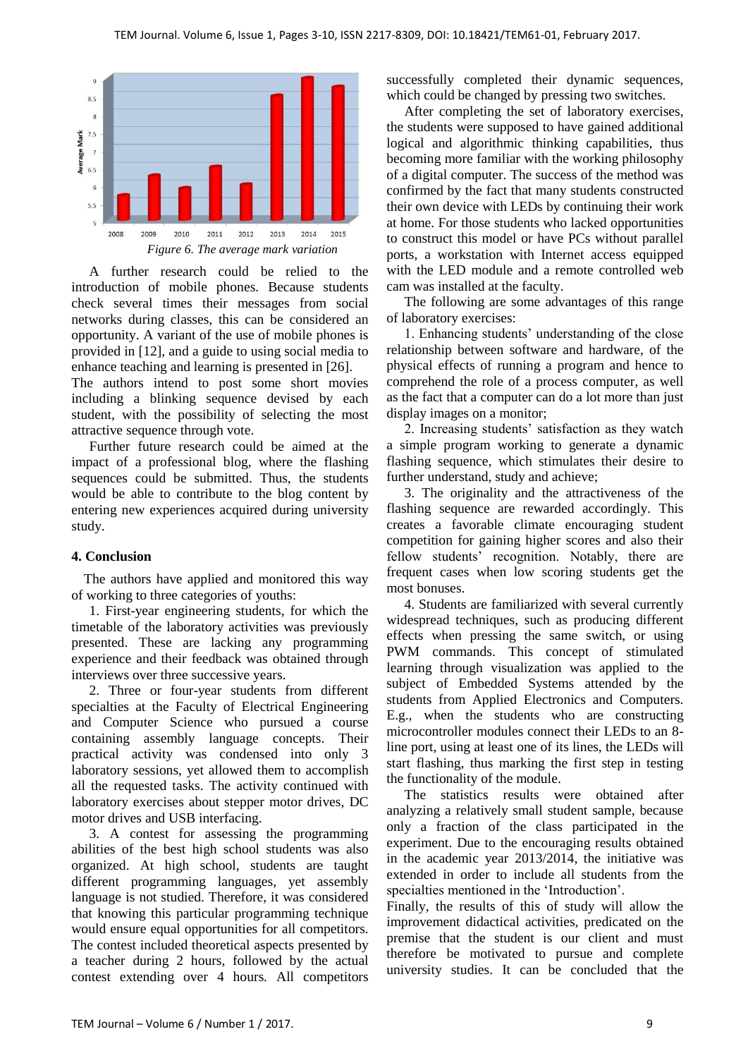Figure 6. The average mark variation

A further research could be relied to the introduction of mobile phones. Because students check several times their messages from social networks during classes, this can be considered an opportunity. A variant of the use of mobile phones is provided in [12], and a guide to using social media to enhance teaching and learning is presented in [26]. The authors intend to post some short movies including a blinking sequence devised by each student, with the possibility of selecting the most attractive sequence through vote.

Further future research could be aimed at the impact of a professional blog, where the flashing sequences could be submitted. Thus, the students would be able to contribute to the blog content by entering new experiences acquired during university study.

## 4. Conclusion

The authors have applied and monitored this way of working to three categories of youths:

1. First-year engineering students, for which the timetable of the laboratory activities was previously presented. These are lacking any programming experience and their feedback was obtained through interviews over three successive years.

2. Three or four-year students from different specialties at the Faculty of Electrical Engineering and Computer Science who pursued a course containing assembly language concepts. Their practical activity was condensed into only 3 laboratory sessions, yet allowed them to accomplish all the requested tasks. The activity continued with laboratory exercises about stepper motor drives, DC motor drives and USB interfacing.

3. A contest for assessing the programming abilities of the best high school students was also organized. At high school, students are taught different programming languages, yet assembly language is not studied. Therefore, it was considered that knowing this particular programming technique would ensure equal opportunities for all competitors. The contest included theoretical aspects presented by a teacher during 2 hours, followed by the actual contest extending over 4 hours. All competitors successfully completed their dynamic sequences, which could be changed by pressing two switches.

After completing the set of laboratory exercises, the students were supposed to have gained additional logical and algorithmic thinking capabilities, thus becoming more familiar with the working philosophy of a digital computer. The success of the method was confirmed by the fact that many students constructed their own device with LEDs by continuing their work at home. For those students who lacked opportunities to construct this model or have PCs without parallel ports, a workstation with Internet access equipped with the LED module and a remote controlled web cam was installed at the faculty.

The following are some advantages of this range of laboratory exercises:

1. Enhancing students' understanding of the close relationship between software and hardware, of the physical effects of running a program and hence to comprehend the role of a process computer, as well as the fact that a computer can do a lot more than just display images on a monitor;

2. Increasing students' satisfaction as they watch a simple program working to generate a dynamic flashing sequence, which stimulates their desire to further understand, study and achieve;

3. The originality and the attractiveness of the flashing sequence are rewarded accordingly. This creates a favorable climate encouraging student competition for gaining higher scores and also their fellow students' recognition. Notably, there are frequent cases when low scoring students get the most bonuses.

4. Students are familiarized with several currently widespread techniques, such as producing different effects when pressing the same switch, or using PWM commands. This concept of stimulated learning through visualization was applied to the subject of Embedded Systems attended by the students from Applied Electronics and Computers. E.g., when the students who are constructing microcontroller modules connect their LEDs to an 8-line port, using at least one of its lines, the LEDs will start flashing, thus marking the first step in testing the functionality of the module.

The statistics results were obtained after analyzing a relatively small student sample, because only a fraction of the class participated in the experiment. Due to the encouraging results obtained in the academic year 2013/2014, the initiative was extended in order to include all students from the specialties mentioned in the 'Introduction'.

Finally, the results of this of study will allow the improvement didactical activities, predicated on the premise that the student is our client and must therefore be motivated to pursue and complete university studies. It can be concluded that the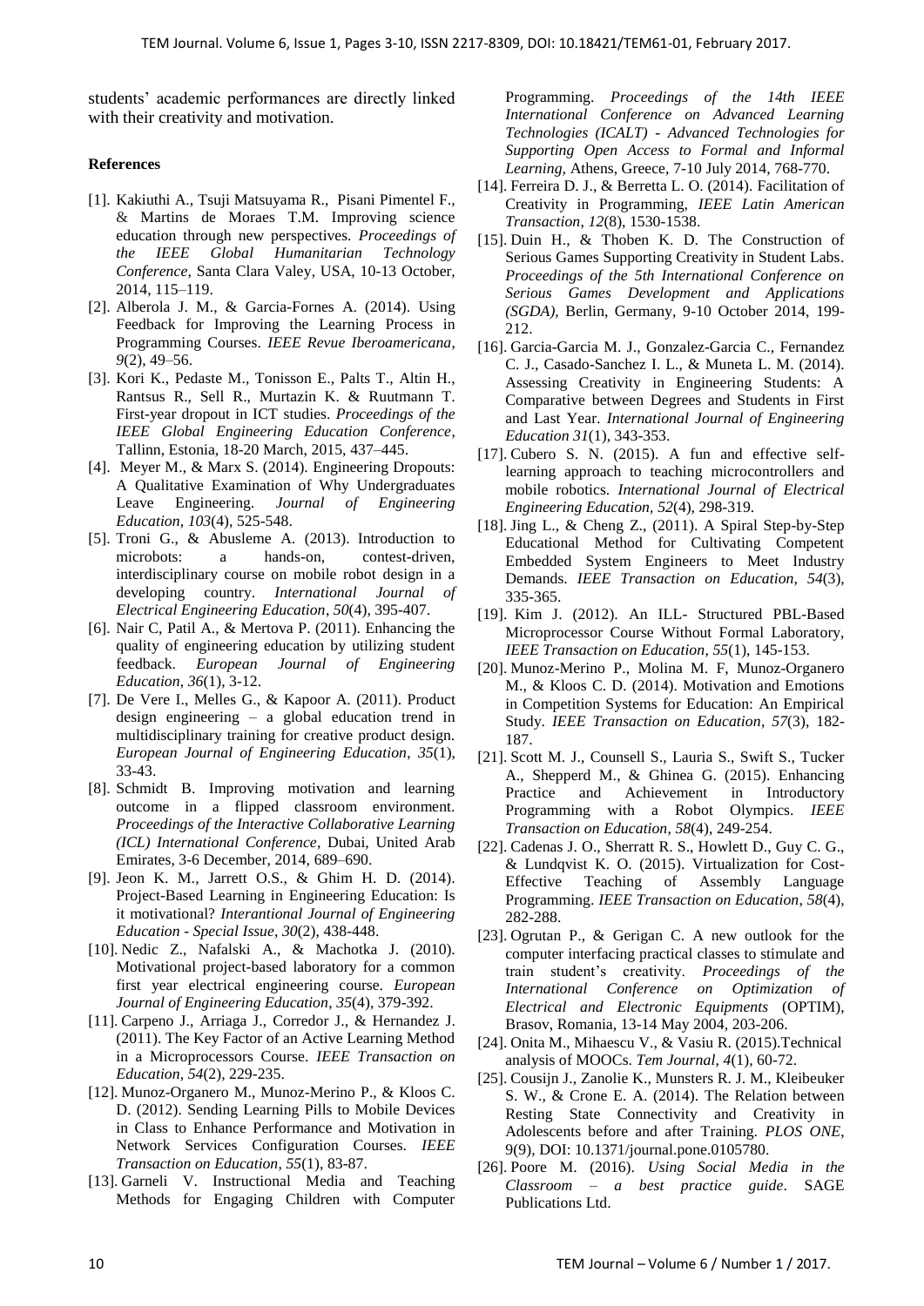students' academic performances are directly linked with their creativity and motivation.

**References**

[1]. Kakiuthi A., Tsuji Matsuyama R., Pisani Pimentel F., & Martins de Moraes T.M. Improving science education through new perspectives. *Proceedings of the IEEE Global Humanitarian Technology Conference*, Santa Clara Valey, USA, 10-13 October, 2014, 115–119.

[2]. Alberola J. M., & Garcia-Fornes A. (2014). Using Feedback for Improving the Learning Process in Programming Courses. *IEEE Revue Iberoamericana*, *9*(2), 49–56.

[3]. Kori K., Pedaste M., Tonisson E., Palts T., Altin H., Rantsus R., Sell R., Murtazin K. & Ruutmann T. First-year dropout in ICT studies. *Proceedings of the IEEE Global Engineering Education Conference*, Tallinn, Estonia, 18-20 March, 2015, 437–445.

[4]. Meyer M., & Marx S. (2014). Engineering Dropouts: A Qualitative Examination of Why Undergraduates Leave Engineering. *Journal of Engineering Education*, *103*(4), 525-548.

[5]. Troni G., & Abusleme A. (2013). Introduction to microbots: a hands-on, contest-driven, interdisciplinary course on mobile robot design in a developing country. *International Journal of Electrical Engineering Education*, *50*(4), 395-407.

[6]. Nair C, Patil A., & Mertova P. (2011). Enhancing the quality of engineering education by utilizing student feedback. *European Journal of Engineering Education*, *36*(1), 3-12.

[7]. De Vere I., Melles G., & Kapoor A. (2011). Product design engineering – a global education trend in multidisciplinary training for creative product design. *European Journal of Engineering Education*, *35*(1), 33-43.

[8]. Schmidt B. Improving motivation and learning outcome in a flipped classroom environment. *Proceedings of the Interactive Collaborative Learning (ICL) International Conference*, Dubai, United Arab Emirates, 3-6 December, 2014, 689–690.

[9]. Jeon K. M., Jarrett O.S., & Ghim H. D. (2014). Project-Based Learning in Engineering Education: Is it motivational? *Interantional Journal of Engineering Education - Special Issue*, *30*(2), 438-448.

[10]. Nedic Z., Nafalski A., & Machotka J. (2010). Motivational project-based laboratory for a common first year electrical engineering course. *European Journal of Engineering Education*, *35*(4), 379-392.

[11]. Carpeno J., Arriaga J., Corredor J., & Hernandez J. (2011). The Key Factor of an Active Learning Method in a Microprocessors Course. *IEEE Transaction on Education*, *54*(2), 229-235.

[12]. Munoz-Organero M., Munoz-Merino P., & Kloos C. D. (2012). Sending Learning Pills to Mobile Devices in Class to Enhance Performance and Motivation in Network Services Configuration Courses. *IEEE Transaction on Education*, *55*(1), 83-87.

[13]. Garneli V. Instructional Media and Teaching Methods for Engaging Children with Computer Programming. *Proceedings of the 14th IEEE International Conference on Advanced Learning Technologies (ICALT) - Advanced Technologies for Supporting Open Access to Formal and Informal Learning*, Athens, Greece, 7-10 July 2014, 768-770.

[14]. Ferreira D. J., & Berretta L. O. (2014). Facilitation of Creativity in Programming, *IEEE Latin American Transaction*, *12*(8), 1530-1538.

[15]. Duin H., & Thoben K. D. The Construction of Serious Games Supporting Creativity in Student Labs. *Proceedings of the 5th International Conference on Serious Games Development and Applications (SGDA)*, Berlin, Germany, 9-10 October 2014, 199-212.

[16]. Garcia-Garcia M. J., Gonzalez-Garcia C., Fernandez C. J., Casado-Sanchez I. L., & Muneta L. M. (2014). Assessing Creativity in Engineering Students: A Comparative between Degrees and Students in First and Last Year. *International Journal of Engineering Education 31*(1), 343-353.

[17]. Cubero S. N. (2015). A fun and effective self-learning approach to teaching microcontrollers and mobile robotics. *International Journal of Electrical Engineering Education*, *52*(4), 298-319.

[18]. Jing L., & Cheng Z., (2011). A Spiral Step-by-Step Educational Method for Cultivating Competent Embedded System Engineers to Meet Industry Demands. *IEEE Transaction on Education*, *54*(3), 335-365.

[19]. Kim J. (2012). An ILL- Structured PBL-Based Microprocessor Course Without Formal Laboratory, *IEEE Transaction on Education*, *55*(1), 145-153.

[20]. Munoz-Merino P., Molina M. F, Munoz-Organero M., & Kloos C. D. (2014). Motivation and Emotions in Competition Systems for Education: An Empirical Study. *IEEE Transaction on Education*, *57*(3), 182-187.

[21]. Scott M. J., Counsell S., Lauria S., Swift S., Tucker A., Shepperd M., & Ghinea G. (2015). Enhancing Practice and Achievement in Introductory Programming with a Robot Olympics. *IEEE Transaction on Education*, *58*(4), 249-254.

[22]. Cadenas J. O., Sherratt R. S., Howlett D., Guy C. G., & Lundqvist K. O. (2015). Virtualization for Cost-Effective Teaching of Assembly Language Programming. *IEEE Transaction on Education*, *58*(4), 282-288.

[23]. Ogrutan P., & Gerigan C. A new outlook for the computer interfacing practical classes to stimulate and train student's creativity. *Proceedings of the International Conference on Optimization of Electrical and Electronic Equipments* (OPTIM), Brasov, Romania, 13-14 May 2004, 203-206.

[24]. Onita M., Mihaescu V., & Vasiu R. (2015).Technical analysis of MOOCs. *Tem Journal*, *4*(1), 60-72.

[25]. Cousijn J., Zanolie K., Munsters R. J. M., Kleibeuker S. W., & Crone E. A. (2014). The Relation between Resting State Connectivity and Creativity in Adolescents before and after Training. *PLOS ONE*, 9(9), DOI: 10.1371/journal.pone.0105780.

[26]. Poore M. (2016). *Using Social Media in the Classroom – a best practice guide*. SAGE Publications Ltd.